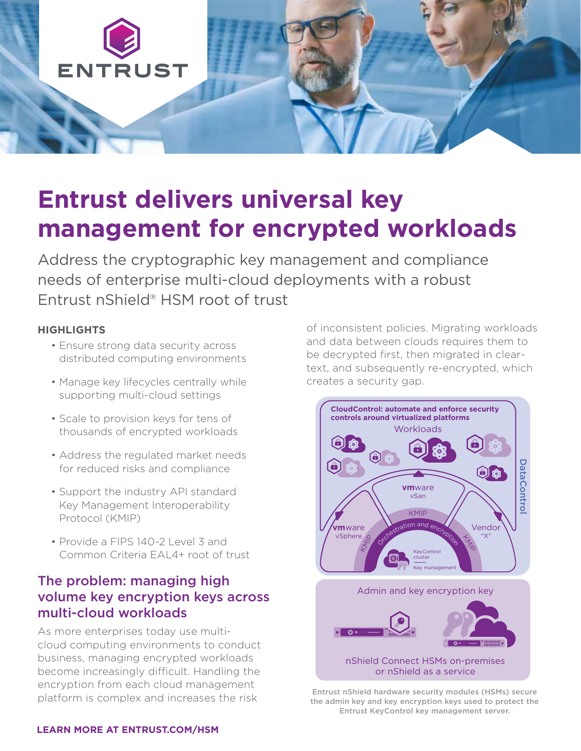ENTRUST

# Entrust delivers universal key management for encrypted workloads

Address the cryptographic key management and compliance needs of enterprise multi-cloud deployments with a robust Entrust nShield® HSM root of trust

### HIGHLIGHTS

- Ensure strong data security across distributed computing environments
- Manage key lifecycles centrally while supporting multi-cloud settings
- Scale to provision keys for tens of thousands of encrypted workloads
- Address the regulated market needs for reduced risks and compliance
- Support the industry API standard Key Management Interoperability Protocol (KMIP)
- Provide a FIPS 140-2 Level 3 and Common Criteria EAL4+ root of trust

## The problem: managing high volume key encryption keys across multi-cloud workloads

As more enterprises today use multi-cloud computing environments to conduct business, managing encrypted workloads become increasingly difficult. Handling the encryption from each cloud management platform is complex and increases the risk of inconsistent policies. Migrating workloads and data between clouds requires them to be decrypted first, then migrated in clear-text, and subsequently re-encrypted, which creates a security gap.

Entrust nShield hardware security modules (HSMs) secure the admin key and key encryption keys used to protect the Entrust KeyControl key management server.

LEARN MORE AT ENTRUST.COM/HSM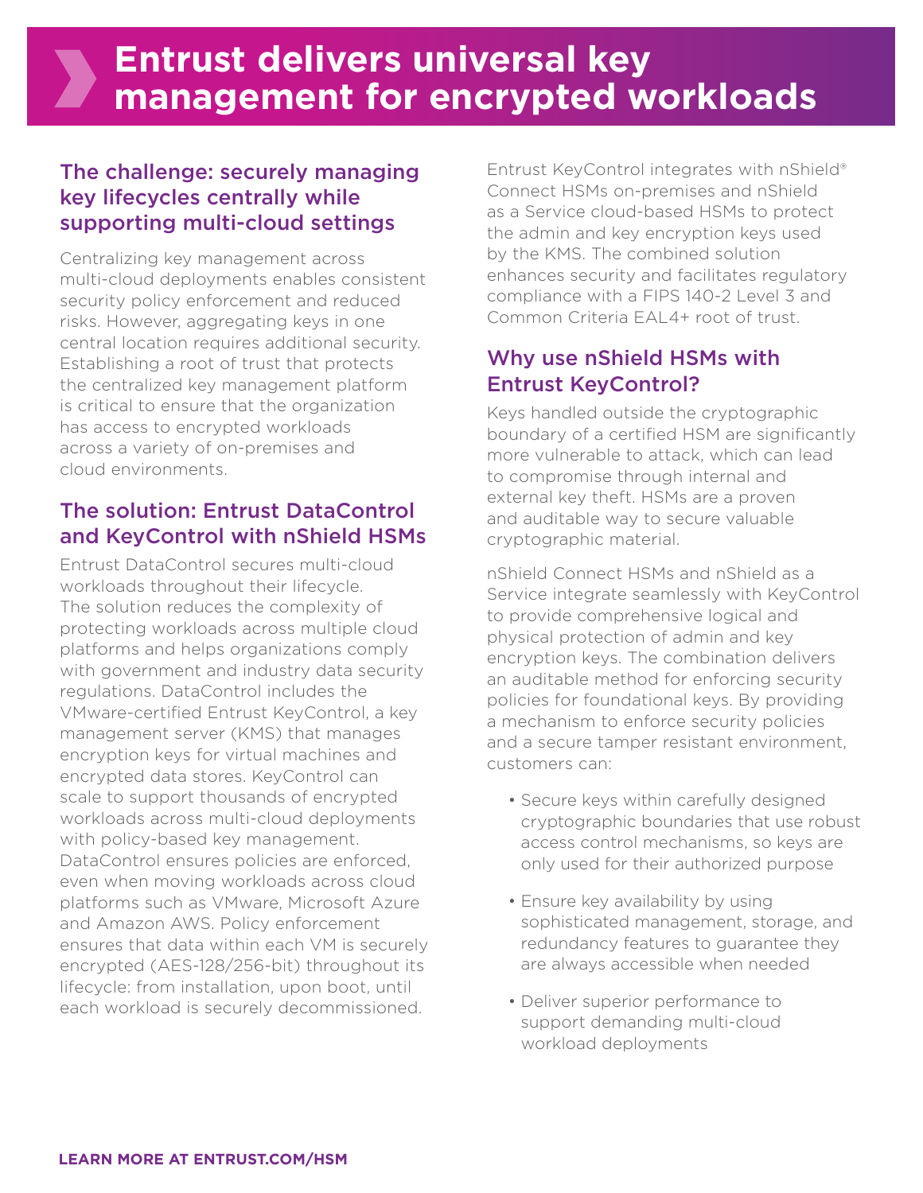# Entrust delivers universal key management for encrypted workloads

## The challenge: securely managing key lifecycles centrally while supporting multi-cloud settings

Centralizing key management across multi-cloud deployments enables consistent security policy enforcement and reduced risks. However, aggregating keys in one central location requires additional security. Establishing a root of trust that protects the centralized key management platform is critical to ensure that the organization has access to encrypted workloads across a variety of on-premises and cloud environments.

## The solution: Entrust DataControl and KeyControl with nShield HSMs

Entrust DataControl secures multi-cloud workloads throughout their lifecycle. The solution reduces the complexity of protecting workloads across multiple cloud platforms and helps organizations comply with government and industry data security regulations. DataControl includes the VMware-certified Entrust KeyControl, a key management server (KMS) that manages encryption keys for virtual machines and encrypted data stores. KeyControl can scale to support thousands of encrypted workloads across multi-cloud deployments with policy-based key management. DataControl ensures policies are enforced, even when moving workloads across cloud platforms such as VMware, Microsoft Azure and Amazon AWS. Policy enforcement ensures that data within each VM is securely encrypted (AES-128/256-bit) throughout its lifecycle: from installation, upon boot, until each workload is securely decommissioned.

Entrust KeyControl integrates with nShield® Connect HSMs on-premises and nShield as a Service cloud-based HSMs to protect the admin and key encryption keys used by the KMS. The combined solution enhances security and facilitates regulatory compliance with a FIPS 140-2 Level 3 and Common Criteria EAL4+ root of trust.

## Why use nShield HSMs with Entrust KeyControl?

Keys handled outside the cryptographic boundary of a certified HSM are significantly more vulnerable to attack, which can lead to compromise through internal and external key theft. HSMs are a proven and auditable way to secure valuable cryptographic material.

nShield Connect HSMs and nShield as a Service integrate seamlessly with KeyControl to provide comprehensive logical and physical protection of admin and key encryption keys. The combination delivers an auditable method for enforcing security policies for foundational keys. By providing a mechanism to enforce security policies and a secure tamper resistant environment, customers can:

- Secure keys within carefully designed cryptographic boundaries that use robust access control mechanisms, so keys are only used for their authorized purpose
- Ensure key availability by using sophisticated management, storage, and redundancy features to guarantee they are always accessible when needed
- Deliver superior performance to support demanding multi-cloud workload deployments

**LEARN MORE AT ENTRUST.COM/HSM**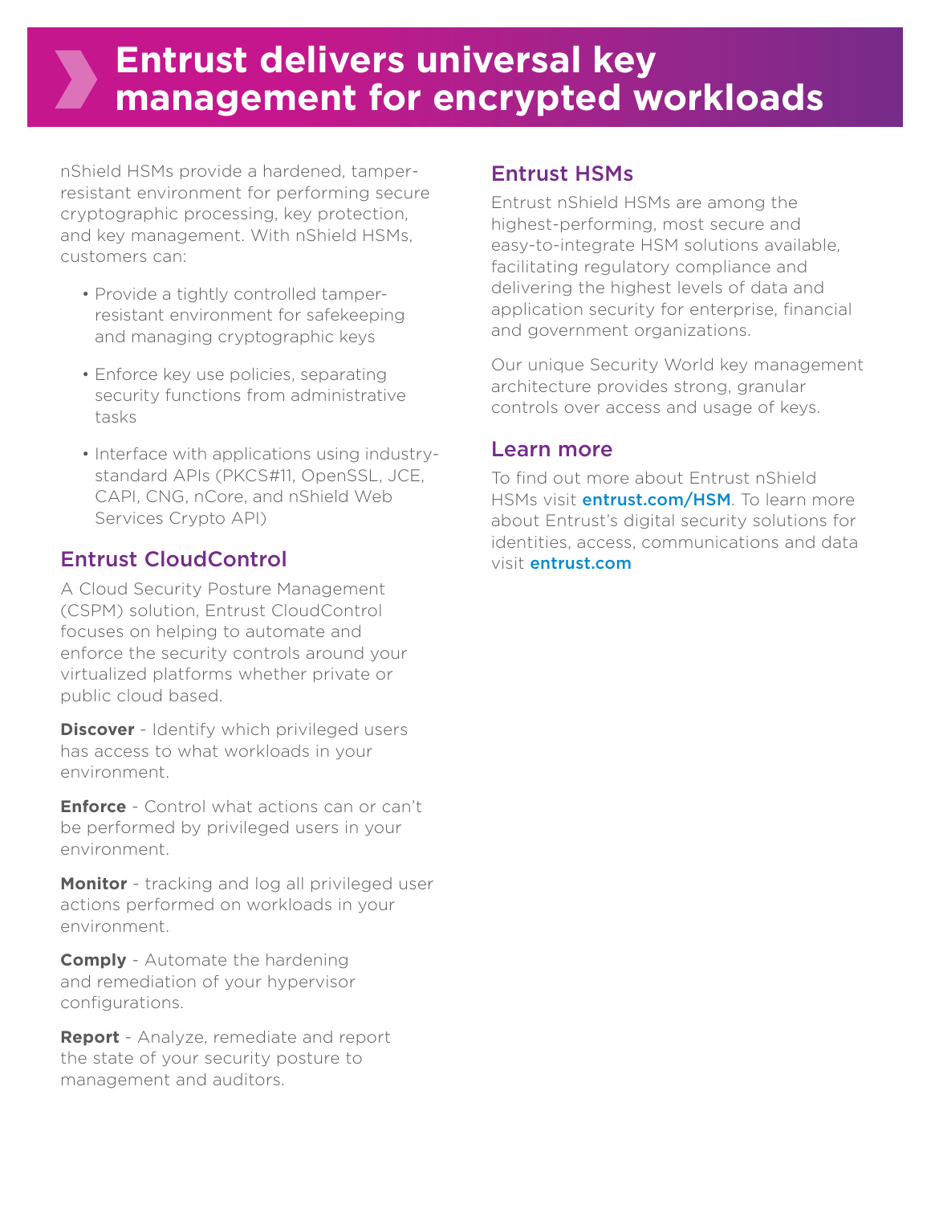# Entrust delivers universal key management for encrypted workloads

nShield HSMs provide a hardened, tamper-resistant environment for performing secure cryptographic processing, key protection, and key management. With nShield HSMs, customers can:

- Provide a tightly controlled tamper-resistant environment for safekeeping and managing cryptographic keys
- Enforce key use policies, separating security functions from administrative tasks
- Interface with applications using industry-standard APIs (PKCS#11, OpenSSL, JCE, CAPI, CNG, nCore, and nShield Web Services Crypto API)

## Entrust CloudControl

A Cloud Security Posture Management (CSPM) solution, Entrust CloudControl focuses on helping to automate and enforce the security controls around your virtualized platforms whether private or public cloud based.

**Discover** - Identify which privileged users has access to what workloads in your environment.

**Enforce** - Control what actions can or can't be performed by privileged users in your environment.

**Monitor** - tracking and log all privileged user actions performed on workloads in your environment.

**Comply** - Automate the hardening and remediation of your hypervisor configurations.

**Report** - Analyze, remediate and report the state of your security posture to management and auditors.

## Entrust HSMs

Entrust nShield HSMs are among the highest-performing, most secure and easy-to-integrate HSM solutions available, facilitating regulatory compliance and delivering the highest levels of data and application security for enterprise, financial and government organizations.

Our unique Security World key management architecture provides strong, granular controls over access and usage of keys.

## Learn more

To find out more about Entrust nShield HSMs visit **entrust.com/HSM**. To learn more about Entrust's digital security solutions for identities, access, communications and data visit **entrust.com**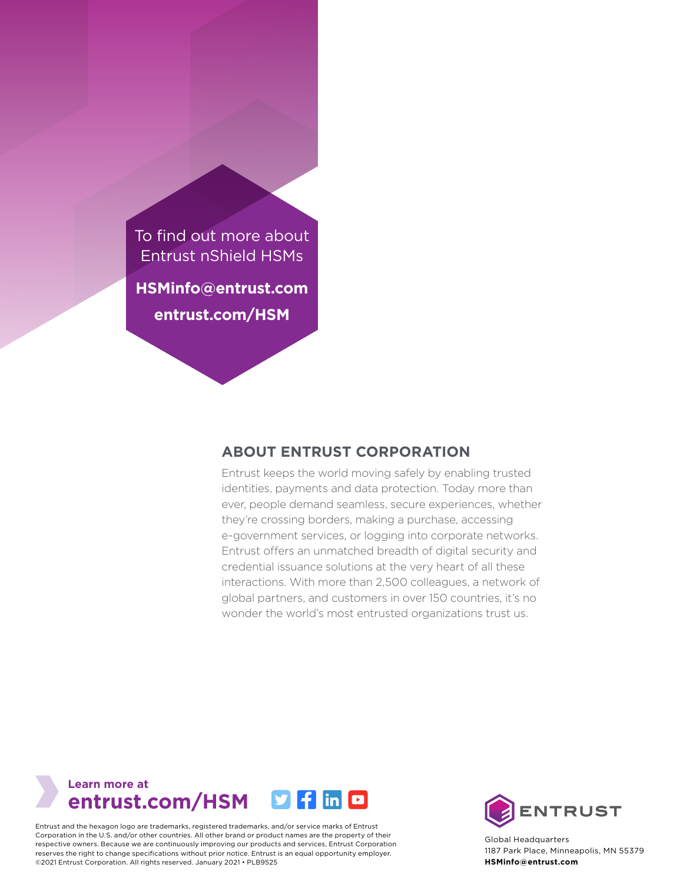To find out more about Entrust nShield HSMs

**HSMinfo@entrust.com**

**entrust.com/HSM**

## ABOUT ENTRUST CORPORATION

Entrust keeps the world moving safely by enabling trusted identities, payments and data protection. Today more than ever, people demand seamless, secure experiences, whether they're crossing borders, making a purchase, accessing e-government services, or logging into corporate networks. Entrust offers an unmatched breadth of digital security and credential issuance solutions at the very heart of all these interactions. With more than 2,500 colleagues, a network of global partners, and customers in over 150 countries, it's no wonder the world's most entrusted organizations trust us.

**Learn more at**
**entrust.com/HSM**

Entrust and the hexagon logo are trademarks, registered trademarks, and/or service marks of Entrust Corporation in the U.S. and/or other countries. All other brand or product names are the property of their respective owners. Because we are continuously improving our products and services, Entrust Corporation reserves the right to change specifications without prior notice. Entrust is an equal opportunity employer. ©2021 Entrust Corporation. All rights reserved. January 2021 • PLB9525

ENTRUST

Global Headquarters
1187 Park Place, Minneapolis, MN 55379
**HSMinfo@entrust.com**